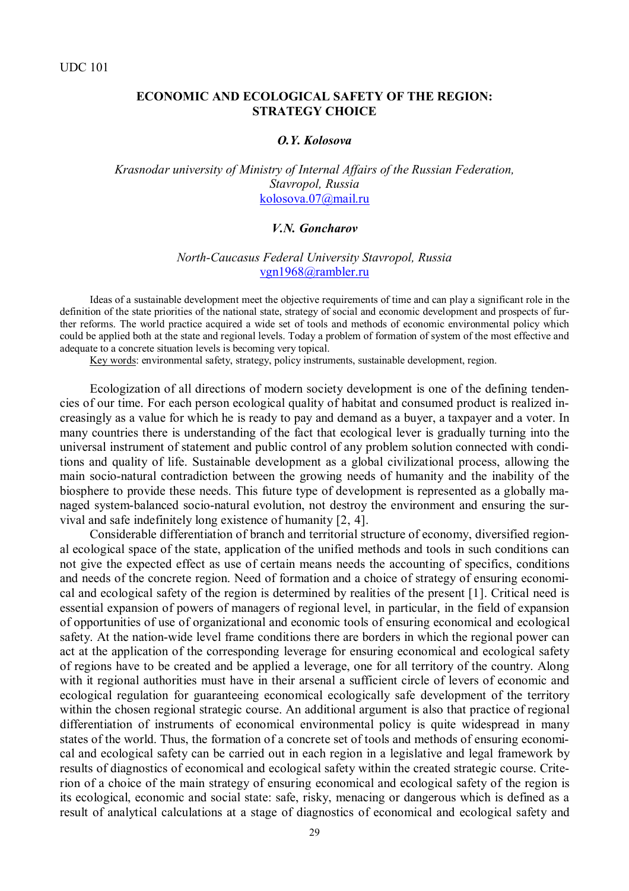UDC 101

# ECONOMIC AND ECOLOGICAL SAFETY OF THE REGION: STRATEGY CHOICE

***O.Y. Kolosova***

*Krasnodar university of Ministry of Internal Affairs of the Russian Federation, Stavropol, Russia*
kolosova.07@mail.ru

***V.N. Goncharov***

*North-Caucasus Federal University Stavropol, Russia*
vgn1968@rambler.ru

Ideas of a sustainable development meet the objective requirements of time and can play a significant role in the definition of the state priorities of the national state, strategy of social and economic development and prospects of further reforms. The world practice acquired a wide set of tools and methods of economic environmental policy which could be applied both at the state and regional levels. Today a problem of formation of system of the most effective and adequate to a concrete situation levels is becoming very topical.

Key words: environmental safety, strategy, policy instruments, sustainable development, region.

Ecologization of all directions of modern society development is one of the defining tendencies of our time. For each person ecological quality of habitat and consumed product is realized increasingly as a value for which he is ready to pay and demand as a buyer, a taxpayer and a voter. In many countries there is understanding of the fact that ecological lever is gradually turning into the universal instrument of statement and public control of any problem solution connected with conditions and quality of life. Sustainable development as a global civilizational process, allowing the main socio-natural contradiction between the growing needs of humanity and the inability of the biosphere to provide these needs. This future type of development is represented as a globally managed system-balanced socio-natural evolution, not destroy the environment and ensuring the survival and safe indefinitely long existence of humanity [2, 4].

Considerable differentiation of branch and territorial structure of economy, diversified regional ecological space of the state, application of the unified methods and tools in such conditions can not give the expected effect as use of certain means needs the accounting of specifics, conditions and needs of the concrete region. Need of formation and a choice of strategy of ensuring economical and ecological safety of the region is determined by realities of the present [1]. Critical need is essential expansion of powers of managers of regional level, in particular, in the field of expansion of opportunities of use of organizational and economic tools of ensuring economical and ecological safety. At the nation-wide level frame conditions there are borders in which the regional power can act at the application of the corresponding leverage for ensuring economical and ecological safety of regions have to be created and be applied a leverage, one for all territory of the country. Along with it regional authorities must have in their arsenal a sufficient circle of levers of economic and ecological regulation for guaranteeing economical ecologically safe development of the territory within the chosen regional strategic course. An additional argument is also that practice of regional differentiation of instruments of economical environmental policy is quite widespread in many states of the world. Thus, the formation of a concrete set of tools and methods of ensuring economical and ecological safety can be carried out in each region in a legislative and legal framework by results of diagnostics of economical and ecological safety within the created strategic course. Criterion of a choice of the main strategy of ensuring economical and ecological safety of the region is its ecological, economic and social state: safe, risky, menacing or dangerous which is defined as a result of analytical calculations at a stage of diagnostics of economical and ecological safety and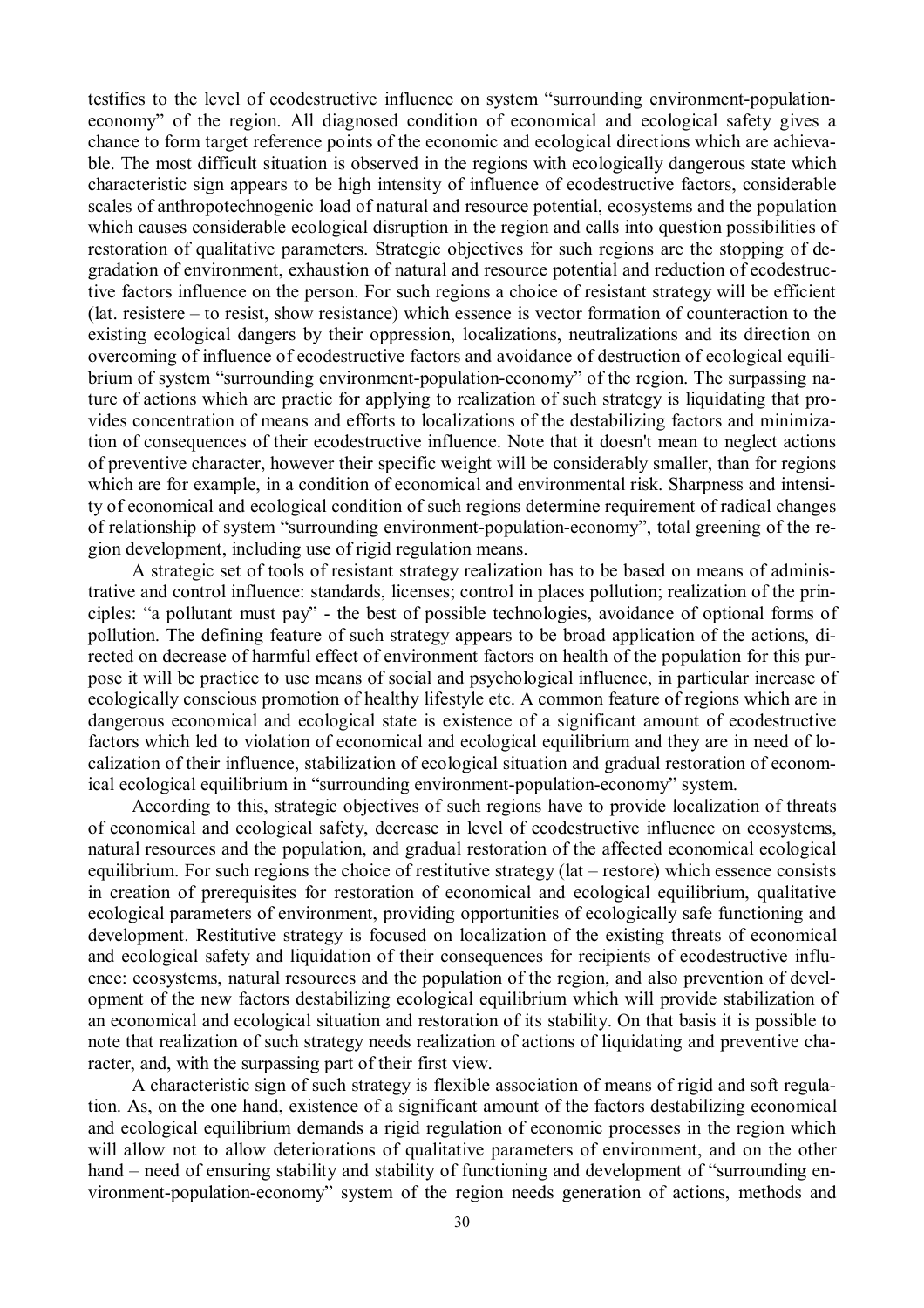testifies to the level of ecodestructive influence on system "surrounding environment-population-economy" of the region. All diagnosed condition of economical and ecological safety gives a chance to form target reference points of the economic and ecological directions which are achievable. The most difficult situation is observed in the regions with ecologically dangerous state which characteristic sign appears to be high intensity of influence of ecodestructive factors, considerable scales of anthropotechnogenic load of natural and resource potential, ecosystems and the population which causes considerable ecological disruption in the region and calls into question possibilities of restoration of qualitative parameters. Strategic objectives for such regions are the stopping of degradation of environment, exhaustion of natural and resource potential and reduction of ecodestructive factors influence on the person. For such regions a choice of resistant strategy will be efficient (lat. resistere – to resist, show resistance) which essence is vector formation of counteraction to the existing ecological dangers by their oppression, localizations, neutralizations and its direction on overcoming of influence of ecodestructive factors and avoidance of destruction of ecological equilibrium of system "surrounding environment-population-economy" of the region. The surpassing nature of actions which are practic for applying to realization of such strategy is liquidating that provides concentration of means and efforts to localizations of the destabilizing factors and minimization of consequences of their ecodestructive influence. Note that it doesn't mean to neglect actions of preventive character, however their specific weight will be considerably smaller, than for regions which are for example, in a condition of economical and environmental risk. Sharpness and intensity of economical and ecological condition of such regions determine requirement of radical changes of relationship of system "surrounding environment-population-economy", total greening of the region development, including use of rigid regulation means.

A strategic set of tools of resistant strategy realization has to be based on means of administrative and control influence: standards, licenses; control in places pollution; realization of the principles: "a pollutant must pay" - the best of possible technologies, avoidance of optional forms of pollution. The defining feature of such strategy appears to be broad application of the actions, directed on decrease of harmful effect of environment factors on health of the population for this purpose it will be practice to use means of social and psychological influence, in particular increase of ecologically conscious promotion of healthy lifestyle etc. A common feature of regions which are in dangerous economical and ecological state is existence of a significant amount of ecodestructive factors which led to violation of economical and ecological equilibrium and they are in need of localization of their influence, stabilization of ecological situation and gradual restoration of economical ecological equilibrium in "surrounding environment-population-economy" system.

According to this, strategic objectives of such regions have to provide localization of threats of economical and ecological safety, decrease in level of ecodestructive influence on ecosystems, natural resources and the population, and gradual restoration of the affected economical ecological equilibrium. For such regions the choice of restitutive strategy (lat – restore) which essence consists in creation of prerequisites for restoration of economical and ecological equilibrium, qualitative ecological parameters of environment, providing opportunities of ecologically safe functioning and development. Restitutive strategy is focused on localization of the existing threats of economical and ecological safety and liquidation of their consequences for recipients of ecodestructive influence: ecosystems, natural resources and the population of the region, and also prevention of development of the new factors destabilizing ecological equilibrium which will provide stabilization of an economical and ecological situation and restoration of its stability. On that basis it is possible to note that realization of such strategy needs realization of actions of liquidating and preventive character, and, with the surpassing part of their first view.

A characteristic sign of such strategy is flexible association of means of rigid and soft regulation. As, on the one hand, existence of a significant amount of the factors destabilizing economical and ecological equilibrium demands a rigid regulation of economic processes in the region which will allow not to allow deteriorations of qualitative parameters of environment, and on the other hand – need of ensuring stability and stability of functioning and development of "surrounding environment-population-economy" system of the region needs generation of actions, methods and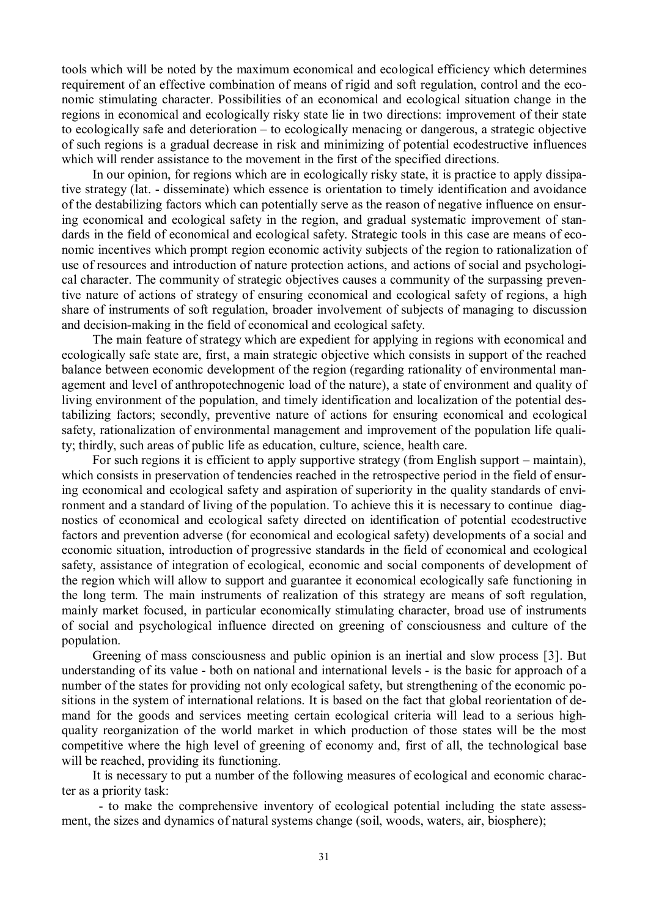tools which will be noted by the maximum economical and ecological efficiency which determines requirement of an effective combination of means of rigid and soft regulation, control and the economic stimulating character. Possibilities of an economical and ecological situation change in the regions in economical and ecologically risky state lie in two directions: improvement of their state to ecologically safe and deterioration – to ecologically menacing or dangerous, a strategic objective of such regions is a gradual decrease in risk and minimizing of potential ecodestructive influences which will render assistance to the movement in the first of the specified directions.

In our opinion, for regions which are in ecologically risky state, it is practice to apply dissipative strategy (lat. - disseminate) which essence is orientation to timely identification and avoidance of the destabilizing factors which can potentially serve as the reason of negative influence on ensuring economical and ecological safety in the region, and gradual systematic improvement of standards in the field of economical and ecological safety. Strategic tools in this case are means of economic incentives which prompt region economic activity subjects of the region to rationalization of use of resources and introduction of nature protection actions, and actions of social and psychological character. The community of strategic objectives causes a community of the surpassing preventive nature of actions of strategy of ensuring economical and ecological safety of regions, a high share of instruments of soft regulation, broader involvement of subjects of managing to discussion and decision-making in the field of economical and ecological safety.

The main feature of strategy which are expedient for applying in regions with economical and ecologically safe state are, first, a main strategic objective which consists in support of the reached balance between economic development of the region (regarding rationality of environmental management and level of anthropotechnogenic load of the nature), a state of environment and quality of living environment of the population, and timely identification and localization of the potential destabilizing factors; secondly, preventive nature of actions for ensuring economical and ecological safety, rationalization of environmental management and improvement of the population life quality; thirdly, such areas of public life as education, culture, science, health care.

For such regions it is efficient to apply supportive strategy (from English support – maintain), which consists in preservation of tendencies reached in the retrospective period in the field of ensuring economical and ecological safety and aspiration of superiority in the quality standards of environment and a standard of living of the population. To achieve this it is necessary to continue diagnostics of economical and ecological safety directed on identification of potential ecodestructive factors and prevention adverse (for economical and ecological safety) developments of a social and economic situation, introduction of progressive standards in the field of economical and ecological safety, assistance of integration of ecological, economic and social components of development of the region which will allow to support and guarantee it economical ecologically safe functioning in the long term. The main instruments of realization of this strategy are means of soft regulation, mainly market focused, in particular economically stimulating character, broad use of instruments of social and psychological influence directed on greening of consciousness and culture of the population.

Greening of mass consciousness and public opinion is an inertial and slow process [3]. But understanding of its value - both on national and international levels - is the basic for approach of a number of the states for providing not only ecological safety, but strengthening of the economic positions in the system of international relations. It is based on the fact that global reorientation of demand for the goods and services meeting certain ecological criteria will lead to a serious high-quality reorganization of the world market in which production of those states will be the most competitive where the high level of greening of economy and, first of all, the technological base will be reached, providing its functioning.

It is necessary to put a number of the following measures of ecological and economic character as a priority task:

- to make the comprehensive inventory of ecological potential including the state assessment, the sizes and dynamics of natural systems change (soil, woods, waters, air, biosphere);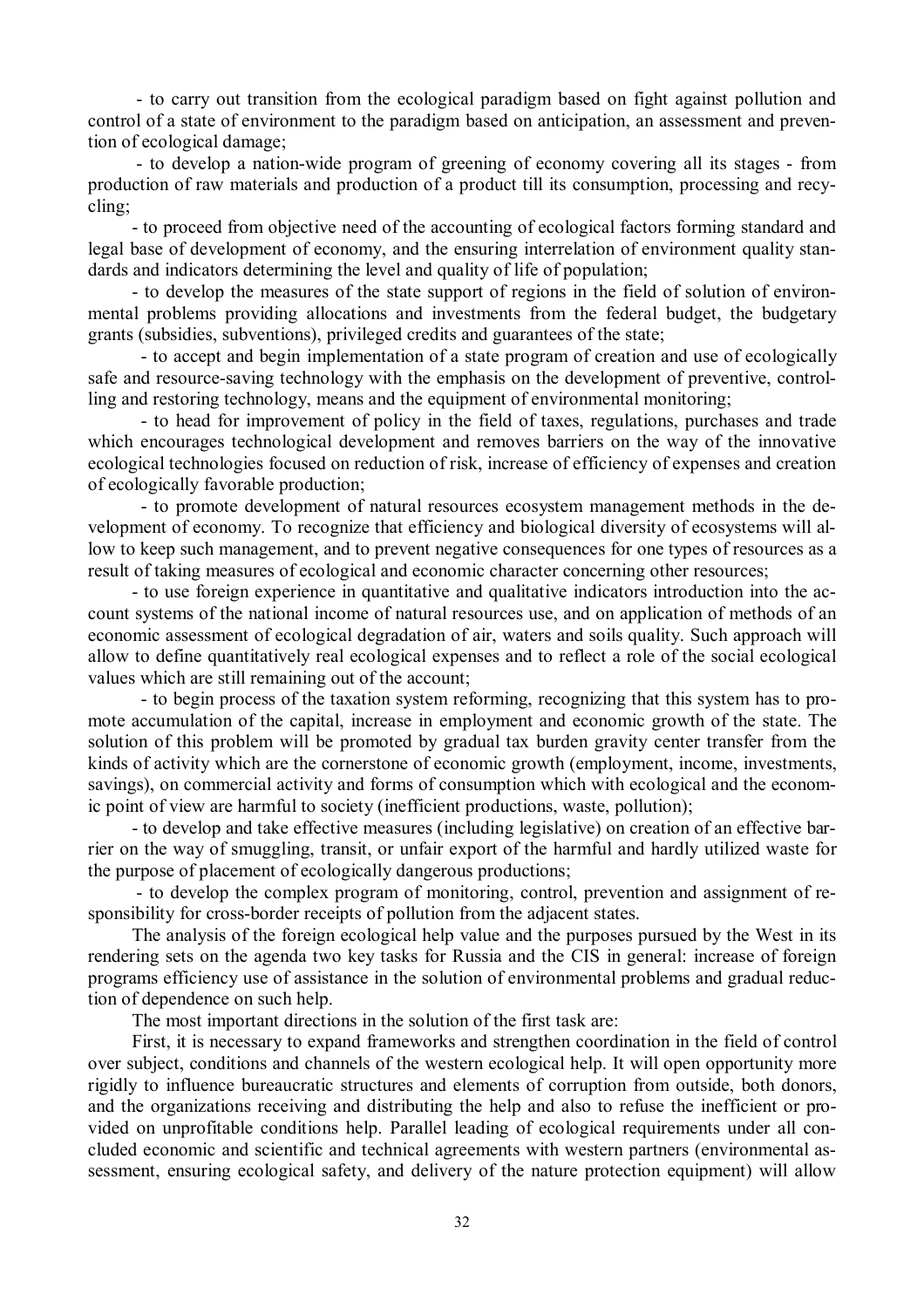- to carry out transition from the ecological paradigm based on fight against pollution and control of a state of environment to the paradigm based on anticipation, an assessment and prevention of ecological damage;

- to develop a nation-wide program of greening of economy covering all its stages - from production of raw materials and production of a product till its consumption, processing and recycling;

- to proceed from objective need of the accounting of ecological factors forming standard and legal base of development of economy, and the ensuring interrelation of environment quality standards and indicators determining the level and quality of life of population;

- to develop the measures of the state support of regions in the field of solution of environmental problems providing allocations and investments from the federal budget, the budgetary grants (subsidies, subventions), privileged credits and guarantees of the state;

- to accept and begin implementation of a state program of creation and use of ecologically safe and resource-saving technology with the emphasis on the development of preventive, controlling and restoring technology, means and the equipment of environmental monitoring;

- to head for improvement of policy in the field of taxes, regulations, purchases and trade which encourages technological development and removes barriers on the way of the innovative ecological technologies focused on reduction of risk, increase of efficiency of expenses and creation of ecologically favorable production;

- to promote development of natural resources ecosystem management methods in the development of economy. To recognize that efficiency and biological diversity of ecosystems will allow to keep such management, and to prevent negative consequences for one types of resources as a result of taking measures of ecological and economic character concerning other resources;

- to use foreign experience in quantitative and qualitative indicators introduction into the account systems of the national income of natural resources use, and on application of methods of an economic assessment of ecological degradation of air, waters and soils quality. Such approach will allow to define quantitatively real ecological expenses and to reflect a role of the social ecological values which are still remaining out of the account;

- to begin process of the taxation system reforming, recognizing that this system has to promote accumulation of the capital, increase in employment and economic growth of the state. The solution of this problem will be promoted by gradual tax burden gravity center transfer from the kinds of activity which are the cornerstone of economic growth (employment, income, investments, savings), on commercial activity and forms of consumption which with ecological and the economic point of view are harmful to society (inefficient productions, waste, pollution);

- to develop and take effective measures (including legislative) on creation of an effective barrier on the way of smuggling, transit, or unfair export of the harmful and hardly utilized waste for the purpose of placement of ecologically dangerous productions;

- to develop the complex program of monitoring, control, prevention and assignment of responsibility for cross-border receipts of pollution from the adjacent states.

The analysis of the foreign ecological help value and the purposes pursued by the West in its rendering sets on the agenda two key tasks for Russia and the CIS in general: increase of foreign programs efficiency use of assistance in the solution of environmental problems and gradual reduction of dependence on such help.

The most important directions in the solution of the first task are:

First, it is necessary to expand frameworks and strengthen coordination in the field of control over subject, conditions and channels of the western ecological help. It will open opportunity more rigidly to influence bureaucratic structures and elements of corruption from outside, both donors, and the organizations receiving and distributing the help and also to refuse the inefficient or provided on unprofitable conditions help. Parallel leading of ecological requirements under all concluded economic and scientific and technical agreements with western partners (environmental assessment, ensuring ecological safety, and delivery of the nature protection equipment) will allow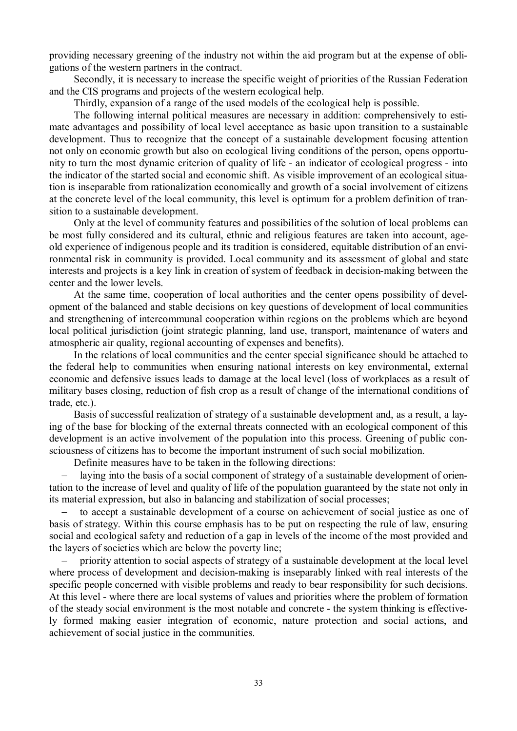providing necessary greening of the industry not within the aid program but at the expense of obligations of the western partners in the contract.

Secondly, it is necessary to increase the specific weight of priorities of the Russian Federation and the CIS programs and projects of the western ecological help.

Thirdly, expansion of a range of the used models of the ecological help is possible.

The following internal political measures are necessary in addition: comprehensively to estimate advantages and possibility of local level acceptance as basic upon transition to a sustainable development. Thus to recognize that the concept of a sustainable development focusing attention not only on economic growth but also on ecological living conditions of the person, opens opportunity to turn the most dynamic criterion of quality of life - an indicator of ecological progress - into the indicator of the started social and economic shift. As visible improvement of an ecological situation is inseparable from rationalization economically and growth of a social involvement of citizens at the concrete level of the local community, this level is optimum for a problem definition of transition to a sustainable development.

Only at the level of community features and possibilities of the solution of local problems can be most fully considered and its cultural, ethnic and religious features are taken into account, age-old experience of indigenous people and its tradition is considered, equitable distribution of an environmental risk in community is provided. Local community and its assessment of global and state interests and projects is a key link in creation of system of feedback in decision-making between the center and the lower levels.

At the same time, cooperation of local authorities and the center opens possibility of development of the balanced and stable decisions on key questions of development of local communities and strengthening of intercommunal cooperation within regions on the problems which are beyond local political jurisdiction (joint strategic planning, land use, transport, maintenance of waters and atmospheric air quality, regional accounting of expenses and benefits).

In the relations of local communities and the center special significance should be attached to the federal help to communities when ensuring national interests on key environmental, external economic and defensive issues leads to damage at the local level (loss of workplaces as a result of military bases closing, reduction of fish crop as a result of change of the international conditions of trade, etc.).

Basis of successful realization of strategy of a sustainable development and, as a result, a laying of the base for blocking of the external threats connected with an ecological component of this development is an active involvement of the population into this process. Greening of public consciousness of citizens has to become the important instrument of such social mobilization.

Definite measures have to be taken in the following directions:

- laying into the basis of a social component of strategy of a sustainable development of orientation to the increase of level and quality of life of the population guaranteed by the state not only in its material expression, but also in balancing and stabilization of social processes;
- to accept a sustainable development of a course on achievement of social justice as one of basis of strategy. Within this course emphasis has to be put on respecting the rule of law, ensuring social and ecological safety and reduction of a gap in levels of the income of the most provided and the layers of societies which are below the poverty line;
- priority attention to social aspects of strategy of a sustainable development at the local level where process of development and decision-making is inseparably linked with real interests of the specific people concerned with visible problems and ready to bear responsibility for such decisions. At this level - where there are local systems of values and priorities where the problem of formation of the steady social environment is the most notable and concrete - the system thinking is effectively formed making easier integration of economic, nature protection and social actions, and achievement of social justice in the communities.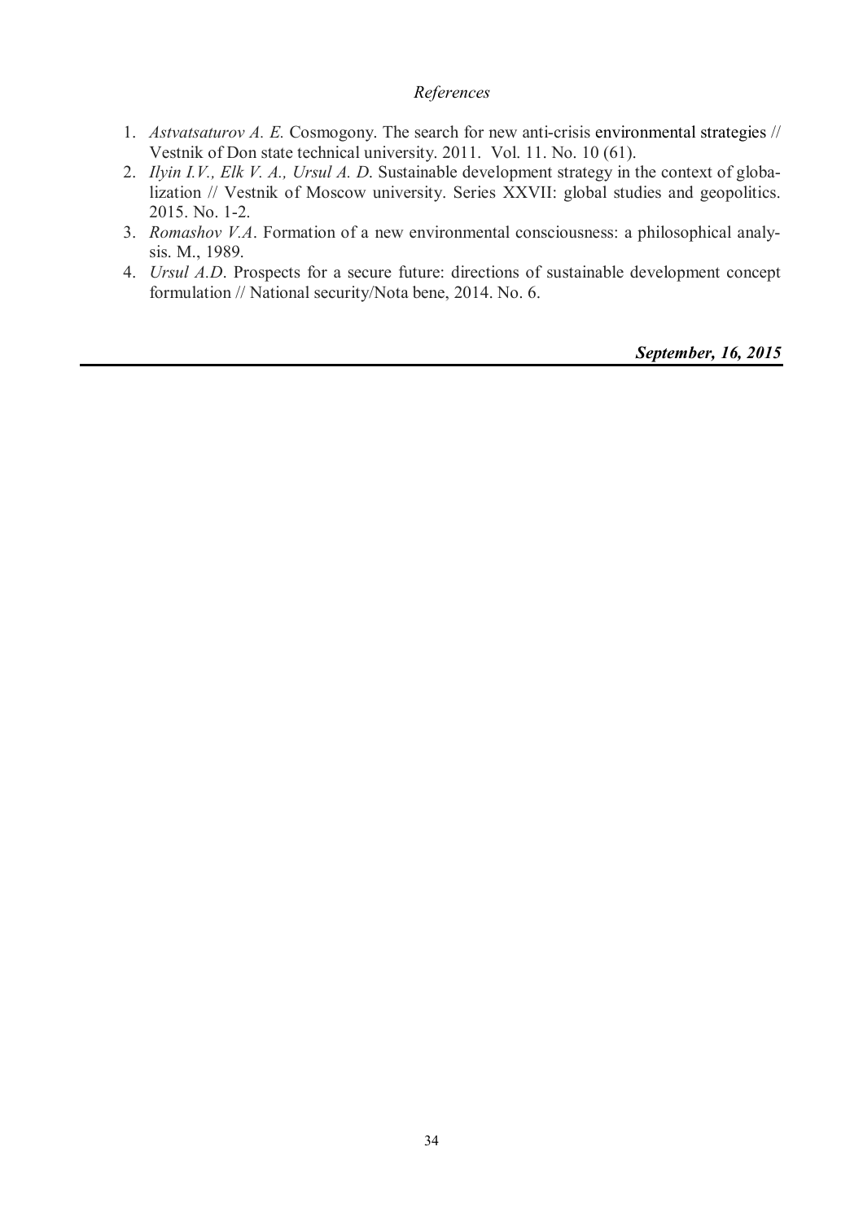*References*

1. *Astvatsaturov A. E.* Cosmogony. The search for new anti-crisis environmental strategies // Vestnik of Don state technical university. 2011. Vol. 11. No. 10 (61).
2. *Ilyin I.V., Elk V. A., Ursul A. D*. Sustainable development strategy in the context of globalization // Vestnik of Moscow university. Series XXVII: global studies and geopolitics. 2015. No. 1-2.
3. *Romashov V.A*. Formation of a new environmental consciousness: a philosophical analysis. M., 1989.
4. *Ursul A.D*. Prospects for a secure future: directions of sustainable development concept formulation // National security/Nota bene, 2014. No. 6.

***September, 16, 2015***